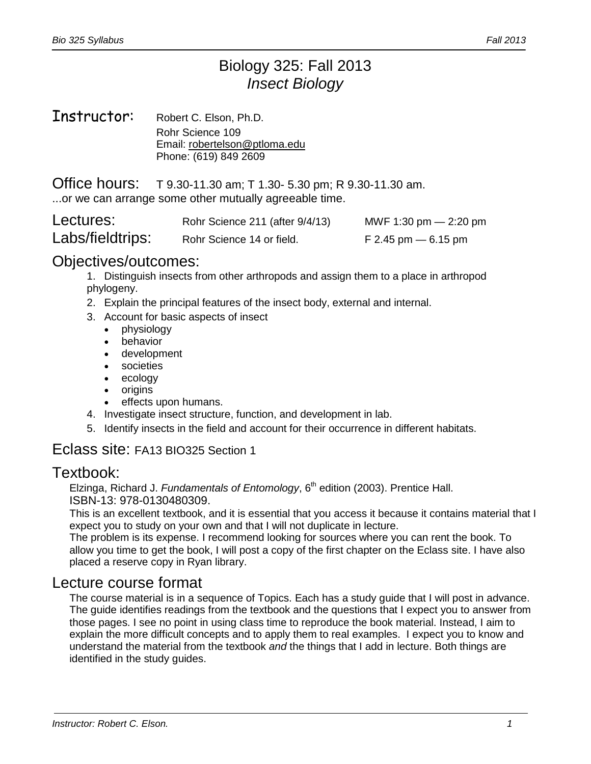# Biology 325: Fall 2013
## *Insect Biology*

**Instructor:** Robert C. Elson, Ph.D.
Rohr Science 109
Email: robertelson@ptloma.edu
Phone: (619) 849 2609

**Office hours:** T 9.30-11.30 am; T 1.30- 5.30 pm; R 9.30-11.30 am.
...or we can arrange some other mutually agreeable time.

| | | |
|---|---|---|
| Lectures: | Rohr Science 211 (after 9/4/13) | MWF 1:30 pm — 2:20 pm |
| Labs/fieldtrips: | Rohr Science 14 or field. | F 2.45 pm — 6.15 pm |

## Objectives/outcomes:

1. Distinguish insects from other arthropods and assign them to a place in arthropod phylogeny.
2. Explain the principal features of the insect body, external and internal.
3. Account for basic aspects of insect
   - physiology
   - behavior
   - development
   - societies
   - ecology
   - origins
   - effects upon humans.
4. Investigate insect structure, function, and development in lab.
5. Identify insects in the field and account for their occurrence in different habitats.

## Eclass site: FA13 BIO325 Section 1

## Textbook:

Elzinga, Richard J. *Fundamentals of Entomology*, 6th edition (2003). Prentice Hall.
ISBN-13: 978-0130480309.

This is an excellent textbook, and it is essential that you access it because it contains material that I expect you to study on your own and that I will not duplicate in lecture.

The problem is its expense. I recommend looking for sources where you can rent the book. To allow you time to get the book, I will post a copy of the first chapter on the Eclass site. I have also placed a reserve copy in Ryan library.

## Lecture course format

The course material is in a sequence of Topics. Each has a study guide that I will post in advance. The guide identifies readings from the textbook and the questions that I expect you to answer from those pages. I see no point in using class time to reproduce the book material. Instead, I aim to explain the more difficult concepts and to apply them to real examples. I expect you to know and understand the material from the textbook *and* the things that I add in lecture. Both things are identified in the study guides.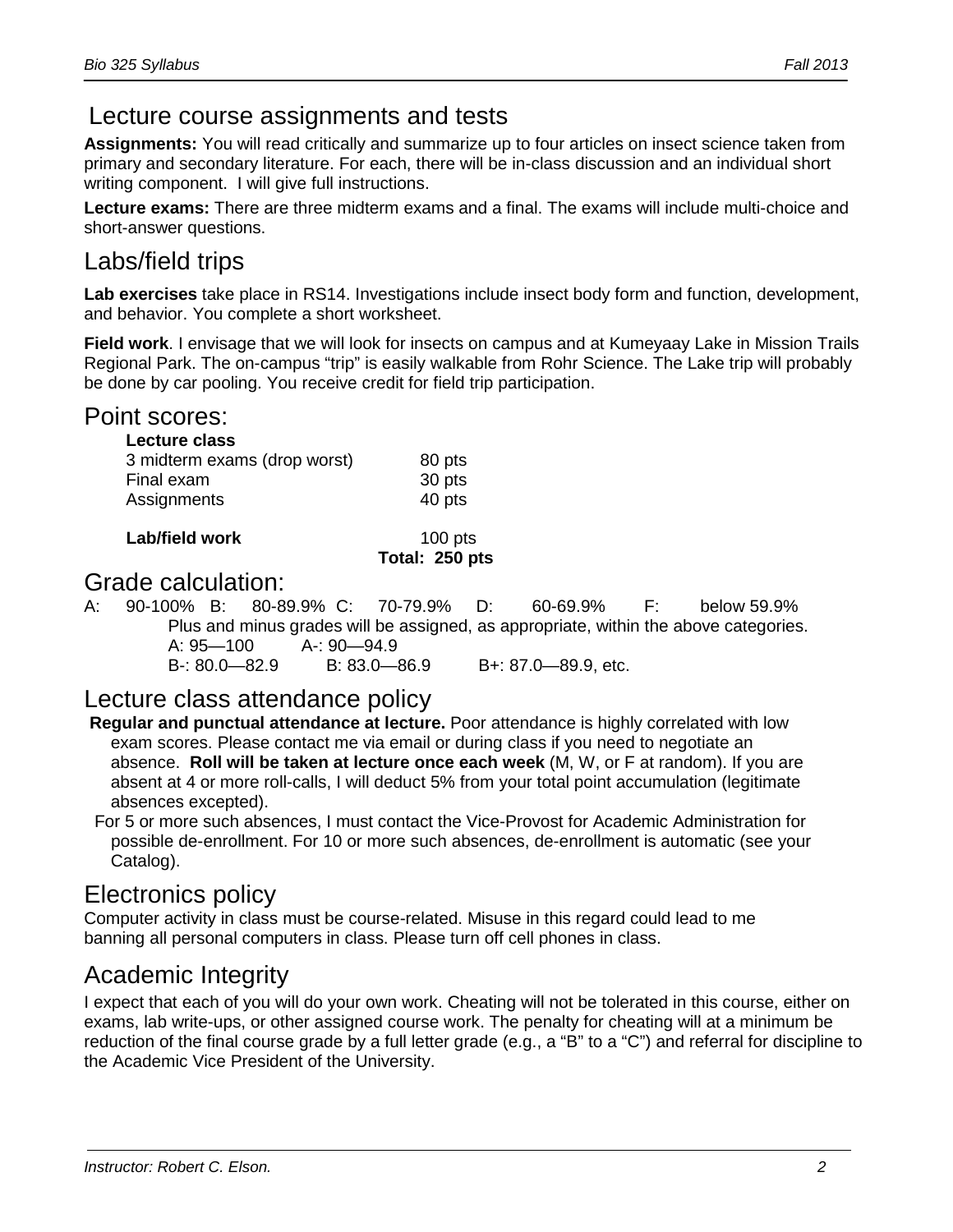## Lecture course assignments and tests

**Assignments:** You will read critically and summarize up to four articles on insect science taken from primary and secondary literature. For each, there will be in-class discussion and an individual short writing component. I will give full instructions.

**Lecture exams:** There are three midterm exams and a final. The exams will include multi-choice and short-answer questions.

## Labs/field trips

**Lab exercises** take place in RS14. Investigations include insect body form and function, development, and behavior. You complete a short worksheet.

**Field work**. I envisage that we will look for insects on campus and at Kumeyaay Lake in Mission Trails Regional Park. The on-campus "trip" is easily walkable from Rohr Science. The Lake trip will probably be done by car pooling. You receive credit for field trip participation.

## Point scores:

| | |
|---|---|
| **Lecture class** | |
| 3 midterm exams (drop worst) | 80 pts |
| Final exam | 30 pts |
| Assignments | 40 pts |
| **Lab/field work** | 100 pts |
| | **Total: 250 pts** |

## Grade calculation:

A: 90-100% B: 80-89.9% C: 70-79.9% D: 60-69.9% F: below 59.9%

Plus and minus grades will be assigned, as appropriate, within the above categories.

A: 95—100 A-: 90—94.9

B-: 80.0—82.9 B: 83.0—86.9 B+: 87.0—89.9, etc.

## Lecture class attendance policy

**Regular and punctual attendance at lecture.** Poor attendance is highly correlated with low exam scores. Please contact me via email or during class if you need to negotiate an absence. **Roll will be taken at lecture once each week** (M, W, or F at random). If you are absent at 4 or more roll-calls, I will deduct 5% from your total point accumulation (legitimate absences excepted).

For 5 or more such absences, I must contact the Vice-Provost for Academic Administration for possible de-enrollment. For 10 or more such absences, de-enrollment is automatic (see your Catalog).

## Electronics policy

Computer activity in class must be course-related. Misuse in this regard could lead to me banning all personal computers in class. Please turn off cell phones in class.

## Academic Integrity

I expect that each of you will do your own work. Cheating will not be tolerated in this course, either on exams, lab write-ups, or other assigned course work. The penalty for cheating will at a minimum be reduction of the final course grade by a full letter grade (e.g., a "B" to a "C") and referral for discipline to the Academic Vice President of the University.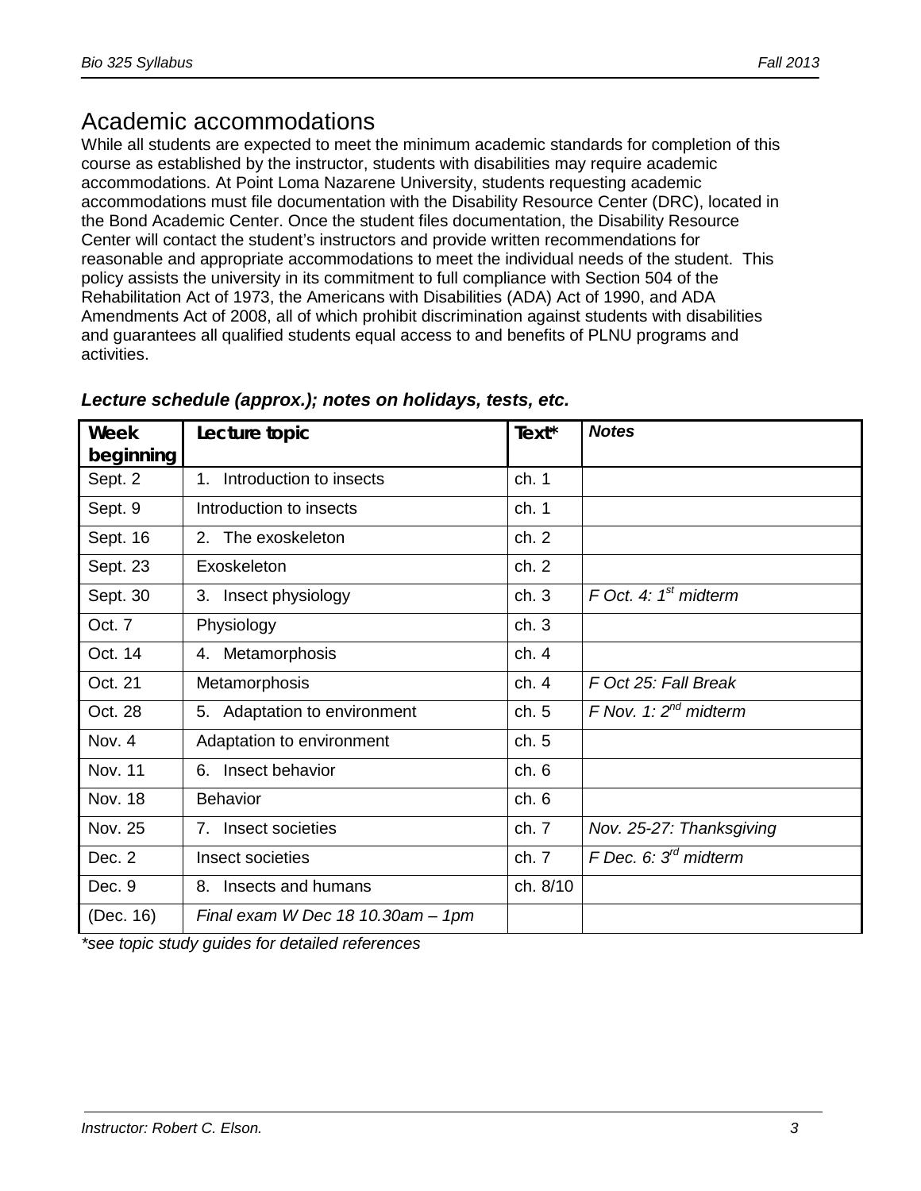## Academic accommodations

While all students are expected to meet the minimum academic standards for completion of this course as established by the instructor, students with disabilities may require academic accommodations. At Point Loma Nazarene University, students requesting academic accommodations must file documentation with the Disability Resource Center (DRC), located in the Bond Academic Center. Once the student files documentation, the Disability Resource Center will contact the student's instructors and provide written recommendations for reasonable and appropriate accommodations to meet the individual needs of the student. This policy assists the university in its commitment to full compliance with Section 504 of the Rehabilitation Act of 1973, the Americans with Disabilities (ADA) Act of 1990, and ADA Amendments Act of 2008, all of which prohibit discrimination against students with disabilities and guarantees all qualified students equal access to and benefits of PLNU programs and activities.

***Lecture schedule (approx.); notes on holidays, tests, etc.***

| Week beginning | Lecture topic | Text* | *Notes* |
|---|---|---|---|
| Sept. 2 | 1. Introduction to insects | ch. 1 | |
| Sept. 9 | Introduction to insects | ch. 1 | |
| Sept. 16 | 2. The exoskeleton | ch. 2 | |
| Sept. 23 | Exoskeleton | ch. 2 | |
| Sept. 30 | 3. Insect physiology | ch. 3 | *F Oct. 4: 1st midterm* |
| Oct. 7 | Physiology | ch. 3 | |
| Oct. 14 | 4. Metamorphosis | ch. 4 | |
| Oct. 21 | Metamorphosis | ch. 4 | *F Oct 25: Fall Break* |
| Oct. 28 | 5. Adaptation to environment | ch. 5 | *F Nov. 1: 2nd midterm* |
| Nov. 4 | Adaptation to environment | ch. 5 | |
| Nov. 11 | 6. Insect behavior | ch. 6 | |
| Nov. 18 | Behavior | ch. 6 | |
| Nov. 25 | 7. Insect societies | ch. 7 | *Nov. 25-27: Thanksgiving* |
| Dec. 2 | Insect societies | ch. 7 | *F Dec. 6: 3rd midterm* |
| Dec. 9 | 8. Insects and humans | ch. 8/10 | |
| (Dec. 16) | *Final exam W Dec 18 10.30am – 1pm* | | |

**see topic study guides for detailed references*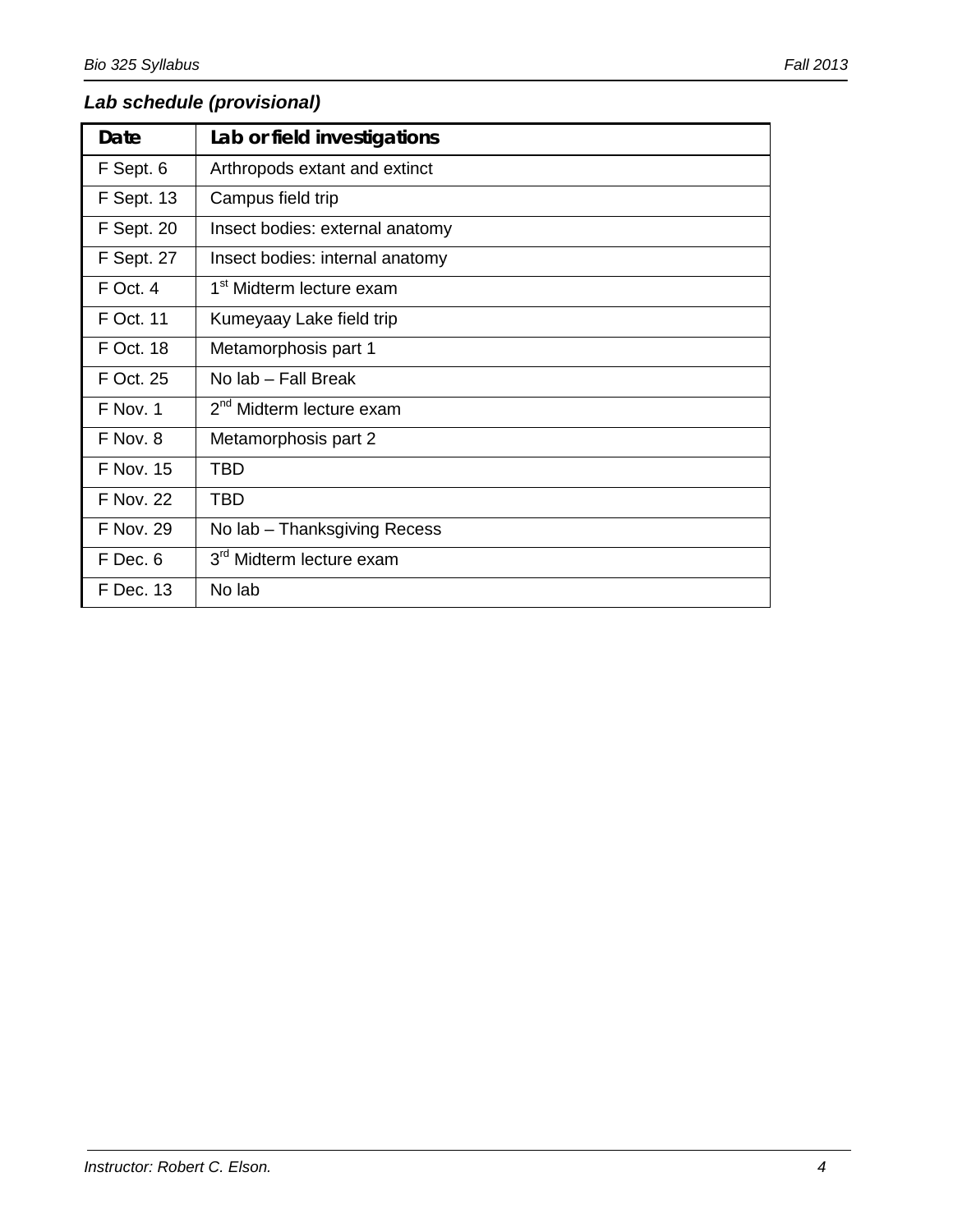***Lab schedule (provisional)***

| Date | Lab or field investigations |
|---|---|
| F Sept. 6 | Arthropods extant and extinct |
| F Sept. 13 | Campus field trip |
| F Sept. 20 | Insect bodies: external anatomy |
| F Sept. 27 | Insect bodies: internal anatomy |
| F Oct. 4 | 1st Midterm lecture exam |
| F Oct. 11 | Kumeyaay Lake field trip |
| F Oct. 18 | Metamorphosis part 1 |
| F Oct. 25 | No lab – Fall Break |
| F Nov. 1 | 2nd Midterm lecture exam |
| F Nov. 8 | Metamorphosis part 2 |
| F Nov. 15 | TBD |
| F Nov. 22 | TBD |
| F Nov. 29 | No lab – Thanksgiving Recess |
| F Dec. 6 | 3rd Midterm lecture exam |
| F Dec. 13 | No lab |